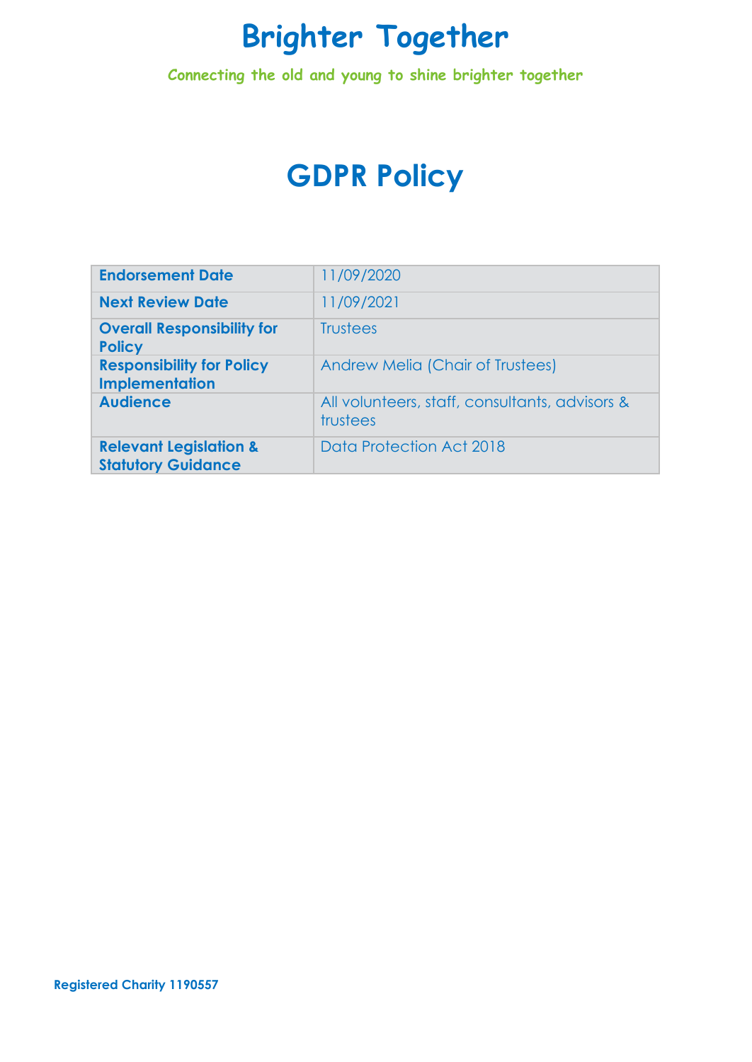# Brighter Together

**Connecting the old and young to shine brighter together**

# GDPR Policy

| | |
|---|---|
| **Endorsement Date** | 11/09/2020 |
| **Next Review Date** | 11/09/2021 |
| **Overall Responsibility for Policy** | Trustees |
| **Responsibility for Policy Implementation** | Andrew Melia (Chair of Trustees) |
| **Audience** | All volunteers, staff, consultants, advisors & trustees |
| **Relevant Legislation & Statutory Guidance** | Data Protection Act 2018 |

**Registered Charity 1190557**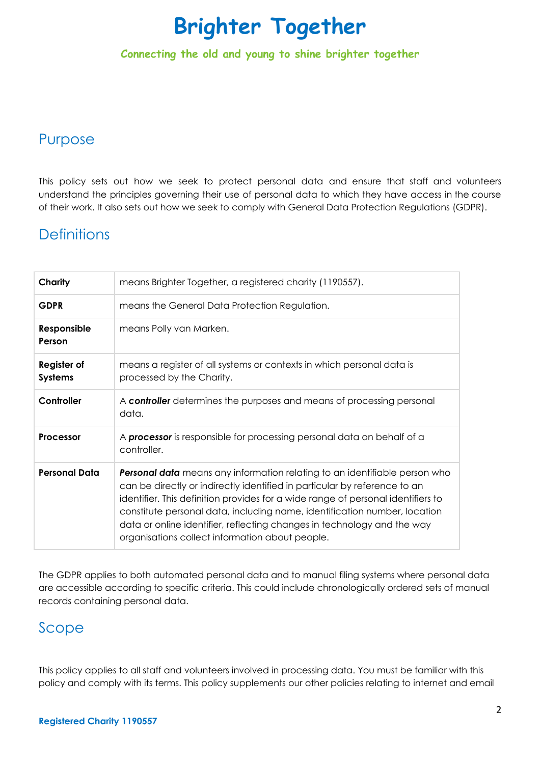# Brighter Together

**Connecting the old and young to shine brighter together**

## Purpose

This policy sets out how we seek to protect personal data and ensure that staff and volunteers understand the principles governing their use of personal data to which they have access in the course of their work. It also sets out how we seek to comply with General Data Protection Regulations (GDPR).

## Definitions

| | |
|---|---|
| **Charity** | means Brighter Together, a registered charity (1190557). |
| **GDPR** | means the General Data Protection Regulation. |
| **Responsible Person** | means Polly van Marken. |
| **Register of Systems** | means a register of all systems or contexts in which personal data is processed by the Charity. |
| **Controller** | A ***controller*** determines the purposes and means of processing personal data. |
| **Processor** | A ***processor*** is responsible for processing personal data on behalf of a controller. |
| **Personal Data** | ***Personal data*** means any information relating to an identifiable person who can be directly or indirectly identified in particular by reference to an identifier. This definition provides for a wide range of personal identifiers to constitute personal data, including name, identification number, location data or online identifier, reflecting changes in technology and the way organisations collect information about people. |

The GDPR applies to both automated personal data and to manual filing systems where personal data are accessible according to specific criteria. This could include chronologically ordered sets of manual records containing personal data.

## Scope

This policy applies to all staff and volunteers involved in processing data. You must be familiar with this policy and comply with its terms. This policy supplements our other policies relating to internet and email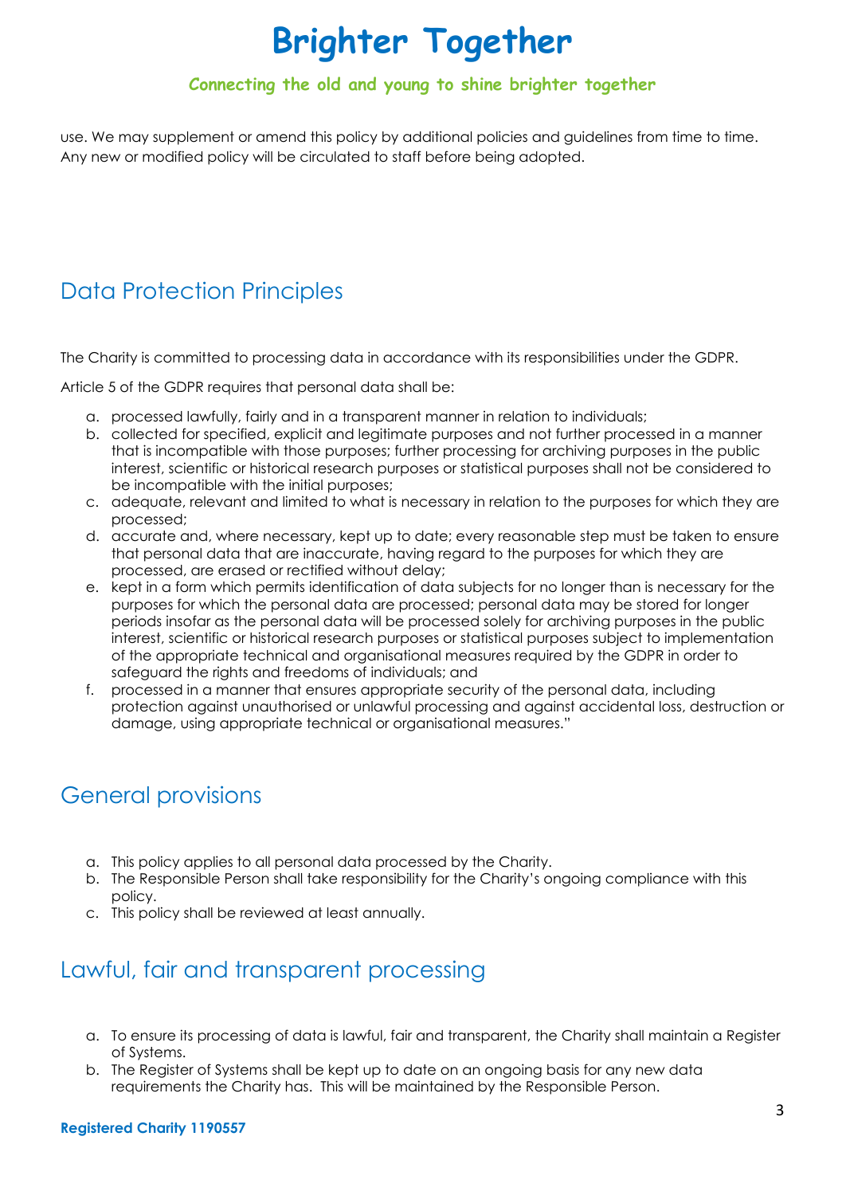use. We may supplement or amend this policy by additional policies and guidelines from time to time. Any new or modified policy will be circulated to staff before being adopted.

## Data Protection Principles

The Charity is committed to processing data in accordance with its responsibilities under the GDPR.

Article 5 of the GDPR requires that personal data shall be:

a. processed lawfully, fairly and in a transparent manner in relation to individuals;
b. collected for specified, explicit and legitimate purposes and not further processed in a manner that is incompatible with those purposes; further processing for archiving purposes in the public interest, scientific or historical research purposes or statistical purposes shall not be considered to be incompatible with the initial purposes;
c. adequate, relevant and limited to what is necessary in relation to the purposes for which they are processed;
d. accurate and, where necessary, kept up to date; every reasonable step must be taken to ensure that personal data that are inaccurate, having regard to the purposes for which they are processed, are erased or rectified without delay;
e. kept in a form which permits identification of data subjects for no longer than is necessary for the purposes for which the personal data are processed; personal data may be stored for longer periods insofar as the personal data will be processed solely for archiving purposes in the public interest, scientific or historical research purposes or statistical purposes subject to implementation of the appropriate technical and organisational measures required by the GDPR in order to safeguard the rights and freedoms of individuals; and
f. processed in a manner that ensures appropriate security of the personal data, including protection against unauthorised or unlawful processing and against accidental loss, destruction or damage, using appropriate technical or organisational measures."

## General provisions

a. This policy applies to all personal data processed by the Charity.
b. The Responsible Person shall take responsibility for the Charity's ongoing compliance with this policy.
c. This policy shall be reviewed at least annually.

## Lawful, fair and transparent processing

a. To ensure its processing of data is lawful, fair and transparent, the Charity shall maintain a Register of Systems.
b. The Register of Systems shall be kept up to date on an ongoing basis for any new data requirements the Charity has. This will be maintained by the Responsible Person.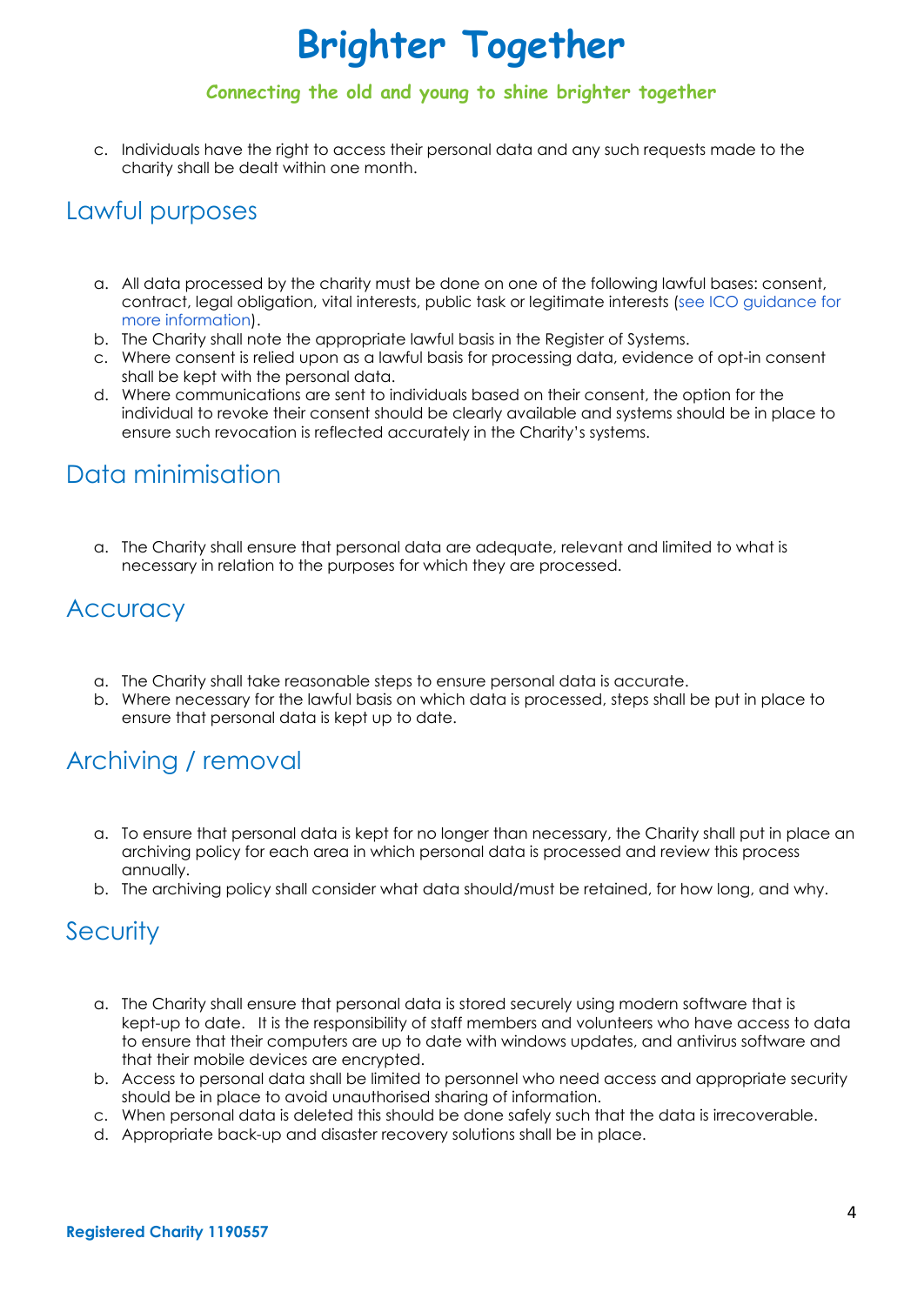c. Individuals have the right to access their personal data and any such requests made to the charity shall be dealt within one month.

## Lawful purposes

a. All data processed by the charity must be done on one of the following lawful bases: consent, contract, legal obligation, vital interests, public task or legitimate interests (see ICO guidance for more information).
b. The Charity shall note the appropriate lawful basis in the Register of Systems.
c. Where consent is relied upon as a lawful basis for processing data, evidence of opt-in consent shall be kept with the personal data.
d. Where communications are sent to individuals based on their consent, the option for the individual to revoke their consent should be clearly available and systems should be in place to ensure such revocation is reflected accurately in the Charity's systems.

## Data minimisation

a. The Charity shall ensure that personal data are adequate, relevant and limited to what is necessary in relation to the purposes for which they are processed.

## Accuracy

a. The Charity shall take reasonable steps to ensure personal data is accurate.
b. Where necessary for the lawful basis on which data is processed, steps shall be put in place to ensure that personal data is kept up to date.

## Archiving / removal

a. To ensure that personal data is kept for no longer than necessary, the Charity shall put in place an archiving policy for each area in which personal data is processed and review this process annually.
b. The archiving policy shall consider what data should/must be retained, for how long, and why.

## Security

a. The Charity shall ensure that personal data is stored securely using modern software that is kept-up to date. It is the responsibility of staff members and volunteers who have access to data to ensure that their computers are up to date with windows updates, and antivirus software and that their mobile devices are encrypted.
b. Access to personal data shall be limited to personnel who need access and appropriate security should be in place to avoid unauthorised sharing of information.
c. When personal data is deleted this should be done safely such that the data is irrecoverable.
d. Appropriate back-up and disaster recovery solutions shall be in place.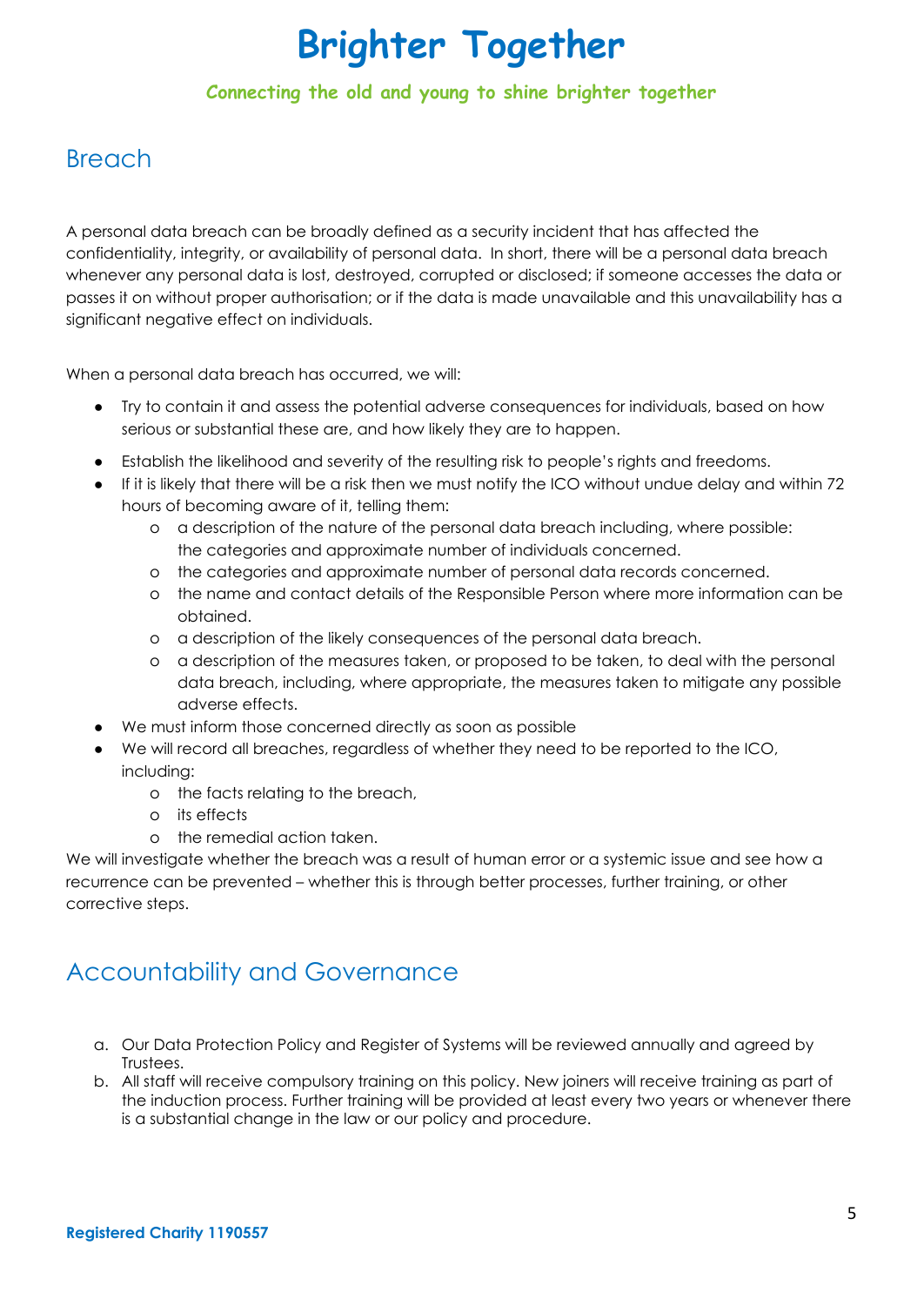## Breach

A personal data breach can be broadly defined as a security incident that has affected the confidentiality, integrity, or availability of personal data. In short, there will be a personal data breach whenever any personal data is lost, destroyed, corrupted or disclosed; if someone accesses the data or passes it on without proper authorisation; or if the data is made unavailable and this unavailability has a significant negative effect on individuals.

When a personal data breach has occurred, we will:

- Try to contain it and assess the potential adverse consequences for individuals, based on how serious or substantial these are, and how likely they are to happen.
- Establish the likelihood and severity of the resulting risk to people's rights and freedoms.
- If it is likely that there will be a risk then we must notify the ICO without undue delay and within 72 hours of becoming aware of it, telling them:
  - a description of the nature of the personal data breach including, where possible: the categories and approximate number of individuals concerned.
  - the categories and approximate number of personal data records concerned.
  - the name and contact details of the Responsible Person where more information can be obtained.
  - a description of the likely consequences of the personal data breach.
  - a description of the measures taken, or proposed to be taken, to deal with the personal data breach, including, where appropriate, the measures taken to mitigate any possible adverse effects.
- We must inform those concerned directly as soon as possible
- We will record all breaches, regardless of whether they need to be reported to the ICO, including:
  - the facts relating to the breach,
  - its effects
  - the remedial action taken.

We will investigate whether the breach was a result of human error or a systemic issue and see how a recurrence can be prevented – whether this is through better processes, further training, or other corrective steps.

## Accountability and Governance

a. Our Data Protection Policy and Register of Systems will be reviewed annually and agreed by Trustees.
b. All staff will receive compulsory training on this policy. New joiners will receive training as part of the induction process. Further training will be provided at least every two years or whenever there is a substantial change in the law or our policy and procedure.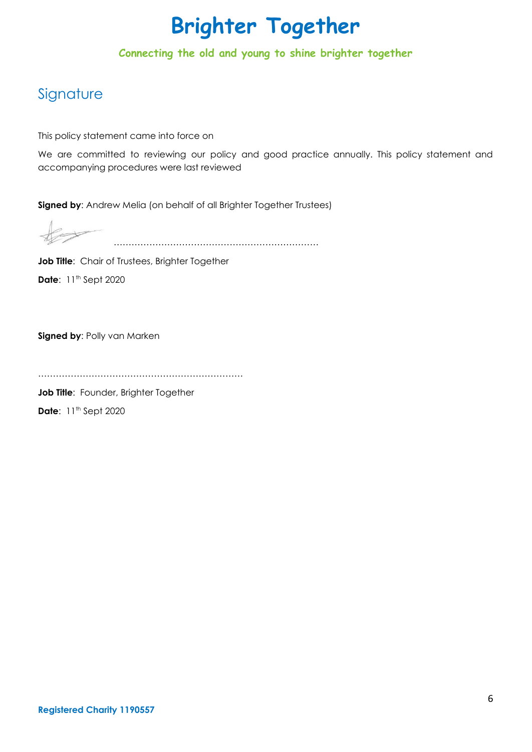# Brighter Together

**Connecting the old and young to shine brighter together**

## Signature

This policy statement came into force on

We are committed to reviewing our policy and good practice annually. This policy statement and accompanying procedures were last reviewed

**Signed by**: Andrew Melia (on behalf of all Brighter Together Trustees)

……………………………………………………………

**Job Title**: Chair of Trustees, Brighter Together

**Date**: 11th Sept 2020

**Signed by**: Polly van Marken

……………………………………………………………

**Job Title**: Founder, Brighter Together

**Date**: 11th Sept 2020

**Registered Charity 1190557**